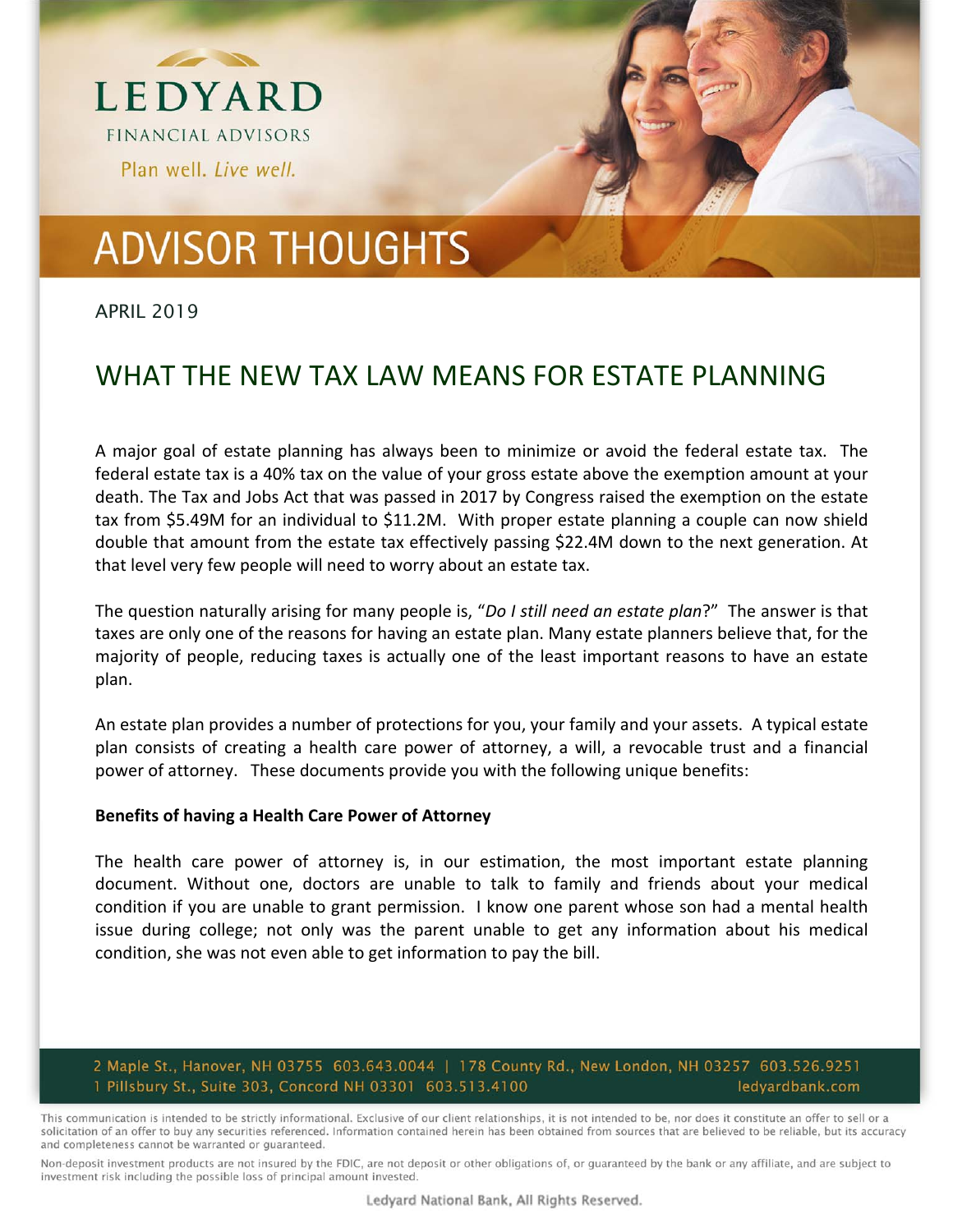LEDYARD

FINANCIAL ADVISORS

Plan well. *Live well.*

# ADVISOR THOUGHTS

APRIL 2019

## WHAT THE NEW TAX LAW MEANS FOR ESTATE PLANNING

A major goal of estate planning has always been to minimize or avoid the federal estate tax. The federal estate tax is a 40% tax on the value of your gross estate above the exemption amount at your death. The Tax and Jobs Act that was passed in 2017 by Congress raised the exemption on the estate tax from $5.49M for an individual to $11.2M. With proper estate planning a couple can now shield double that amount from the estate tax effectively passing $22.4M down to the next generation. At that level very few people will need to worry about an estate tax.

The question naturally arising for many people is, "*Do I still need an estate plan*?" The answer is that taxes are only one of the reasons for having an estate plan. Many estate planners believe that, for the majority of people, reducing taxes is actually one of the least important reasons to have an estate plan.

An estate plan provides a number of protections for you, your family and your assets. A typical estate plan consists of creating a health care power of attorney, a will, a revocable trust and a financial power of attorney. These documents provide you with the following unique benefits:

**Benefits of having a Health Care Power of Attorney**

The health care power of attorney is, in our estimation, the most important estate planning document. Without one, doctors are unable to talk to family and friends about your medical condition if you are unable to grant permission. I know one parent whose son had a mental health issue during college; not only was the parent unable to get any information about his medical condition, she was not even able to get information to pay the bill.

2 Maple St., Hanover, NH 03755 603.643.0044 | 178 County Rd., New London, NH 03257 603.526.9251
1 Pillsbury St., Suite 303, Concord NH 03301 603.513.4100 ledyardbank.com

This communication is intended to be strictly informational. Exclusive of our client relationships, it is not intended to be, nor does it constitute an offer to sell or a solicitation of an offer to buy any securities referenced. Information contained herein has been obtained from sources that are believed to be reliable, but its accuracy and completeness cannot be warranted or guaranteed.

Non-deposit investment products are not insured by the FDIC, are not deposit or other obligations of, or guaranteed by the bank or any affiliate, and are subject to investment risk including the possible loss of principal amount invested.

Ledyard National Bank, All Rights Reserved.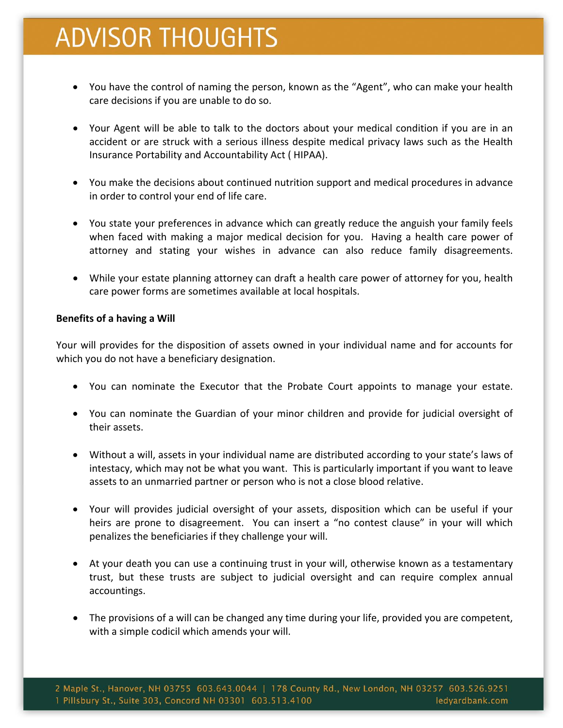- You have the control of naming the person, known as the "Agent", who can make your health care decisions if you are unable to do so.

- Your Agent will be able to talk to the doctors about your medical condition if you are in an accident or are struck with a serious illness despite medical privacy laws such as the Health Insurance Portability and Accountability Act ( HIPAA).

- You make the decisions about continued nutrition support and medical procedures in advance in order to control your end of life care.

- You state your preferences in advance which can greatly reduce the anguish your family feels when faced with making a major medical decision for you. Having a health care power of attorney and stating your wishes in advance can also reduce family disagreements.

- While your estate planning attorney can draft a health care power of attorney for you, health care power forms are sometimes available at local hospitals.

**Benefits of a having a Will**

Your will provides for the disposition of assets owned in your individual name and for accounts for which you do not have a beneficiary designation.

- You can nominate the Executor that the Probate Court appoints to manage your estate.

- You can nominate the Guardian of your minor children and provide for judicial oversight of their assets.

- Without a will, assets in your individual name are distributed according to your state's laws of intestacy, which may not be what you want. This is particularly important if you want to leave assets to an unmarried partner or person who is not a close blood relative.

- Your will provides judicial oversight of your assets, disposition which can be useful if your heirs are prone to disagreement. You can insert a "no contest clause" in your will which penalizes the beneficiaries if they challenge your will.

- At your death you can use a continuing trust in your will, otherwise known as a testamentary trust, but these trusts are subject to judicial oversight and can require complex annual accountings.

- The provisions of a will can be changed any time during your life, provided you are competent, with a simple codicil which amends your will.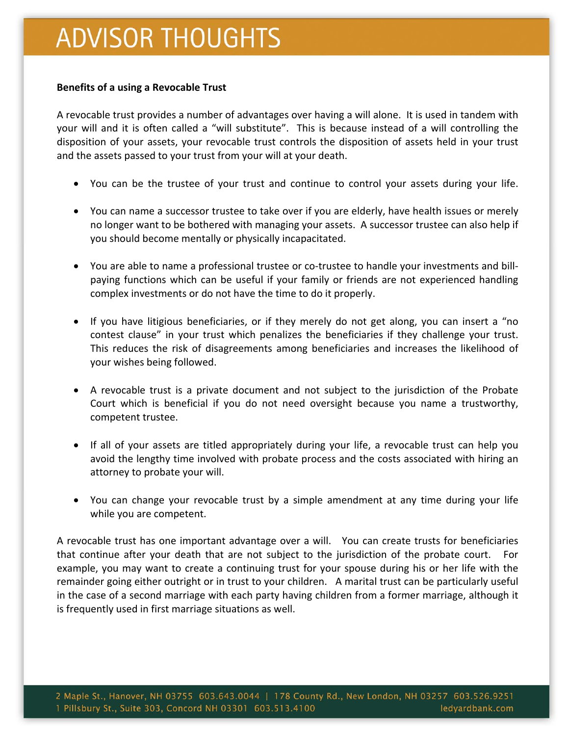**Benefits of a using a Revocable Trust**

A revocable trust provides a number of advantages over having a will alone. It is used in tandem with your will and it is often called a "will substitute". This is because instead of a will controlling the disposition of your assets, your revocable trust controls the disposition of assets held in your trust and the assets passed to your trust from your will at your death.

- You can be the trustee of your trust and continue to control your assets during your life.
- You can name a successor trustee to take over if you are elderly, have health issues or merely no longer want to be bothered with managing your assets. A successor trustee can also help if you should become mentally or physically incapacitated.
- You are able to name a professional trustee or co-trustee to handle your investments and bill-paying functions which can be useful if your family or friends are not experienced handling complex investments or do not have the time to do it properly.
- If you have litigious beneficiaries, or if they merely do not get along, you can insert a "no contest clause" in your trust which penalizes the beneficiaries if they challenge your trust. This reduces the risk of disagreements among beneficiaries and increases the likelihood of your wishes being followed.
- A revocable trust is a private document and not subject to the jurisdiction of the Probate Court which is beneficial if you do not need oversight because you name a trustworthy, competent trustee.
- If all of your assets are titled appropriately during your life, a revocable trust can help you avoid the lengthy time involved with probate process and the costs associated with hiring an attorney to probate your will.
- You can change your revocable trust by a simple amendment at any time during your life while you are competent.

A revocable trust has one important advantage over a will. You can create trusts for beneficiaries that continue after your death that are not subject to the jurisdiction of the probate court. For example, you may want to create a continuing trust for your spouse during his or her life with the remainder going either outright or in trust to your children. A marital trust can be particularly useful in the case of a second marriage with each party having children from a former marriage, although it is frequently used in first marriage situations as well.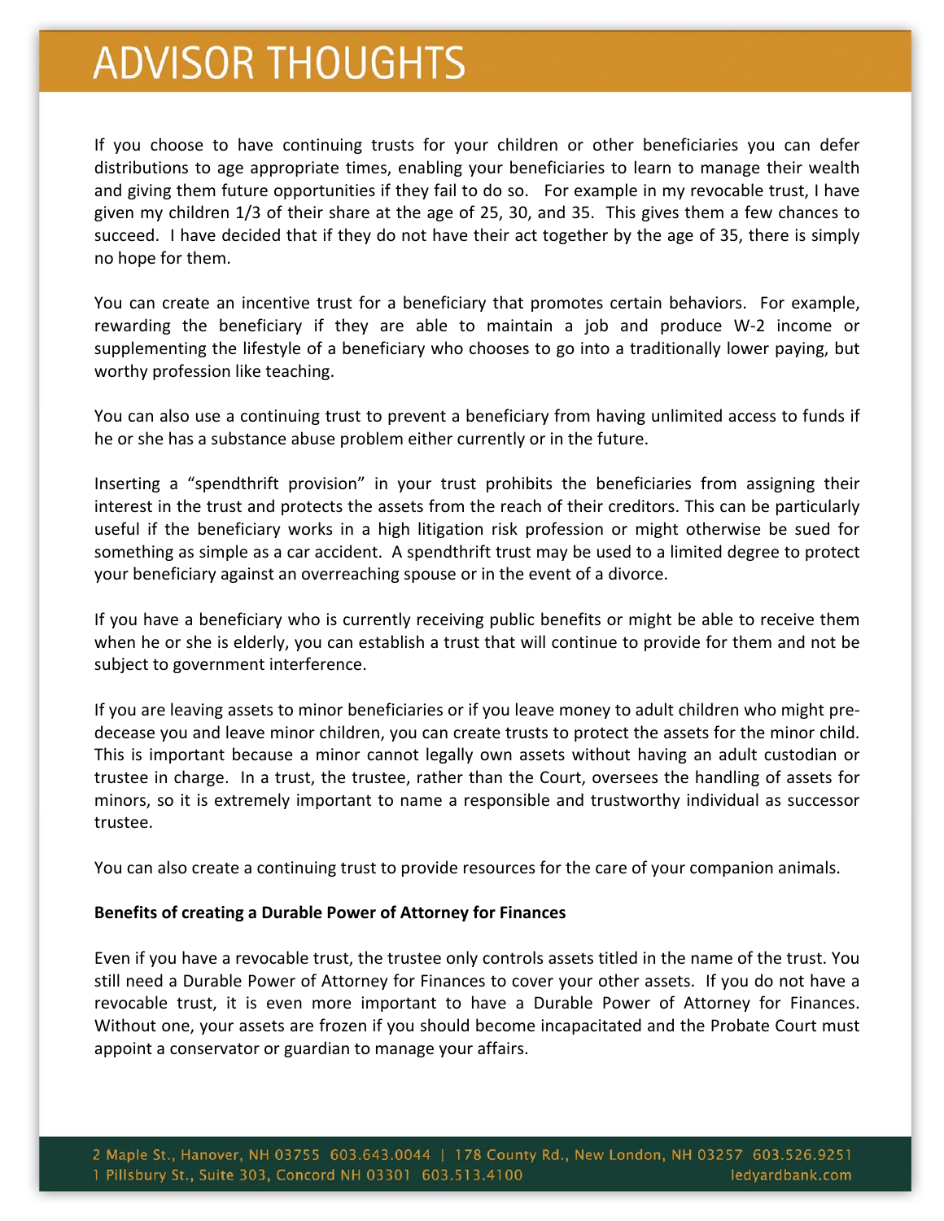If you choose to have continuing trusts for your children or other beneficiaries you can defer distributions to age appropriate times, enabling your beneficiaries to learn to manage their wealth and giving them future opportunities if they fail to do so. For example in my revocable trust, I have given my children 1/3 of their share at the age of 25, 30, and 35. This gives them a few chances to succeed. I have decided that if they do not have their act together by the age of 35, there is simply no hope for them.

You can create an incentive trust for a beneficiary that promotes certain behaviors. For example, rewarding the beneficiary if they are able to maintain a job and produce W-2 income or supplementing the lifestyle of a beneficiary who chooses to go into a traditionally lower paying, but worthy profession like teaching.

You can also use a continuing trust to prevent a beneficiary from having unlimited access to funds if he or she has a substance abuse problem either currently or in the future.

Inserting a "spendthrift provision" in your trust prohibits the beneficiaries from assigning their interest in the trust and protects the assets from the reach of their creditors. This can be particularly useful if the beneficiary works in a high litigation risk profession or might otherwise be sued for something as simple as a car accident. A spendthrift trust may be used to a limited degree to protect your beneficiary against an overreaching spouse or in the event of a divorce.

If you have a beneficiary who is currently receiving public benefits or might be able to receive them when he or she is elderly, you can establish a trust that will continue to provide for them and not be subject to government interference.

If you are leaving assets to minor beneficiaries or if you leave money to adult children who might pre-decease you and leave minor children, you can create trusts to protect the assets for the minor child. This is important because a minor cannot legally own assets without having an adult custodian or trustee in charge. In a trust, the trustee, rather than the Court, oversees the handling of assets for minors, so it is extremely important to name a responsible and trustworthy individual as successor trustee.

You can also create a continuing trust to provide resources for the care of your companion animals.

**Benefits of creating a Durable Power of Attorney for Finances**

Even if you have a revocable trust, the trustee only controls assets titled in the name of the trust. You still need a Durable Power of Attorney for Finances to cover your other assets. If you do not have a revocable trust, it is even more important to have a Durable Power of Attorney for Finances. Without one, your assets are frozen if you should become incapacitated and the Probate Court must appoint a conservator or guardian to manage your affairs.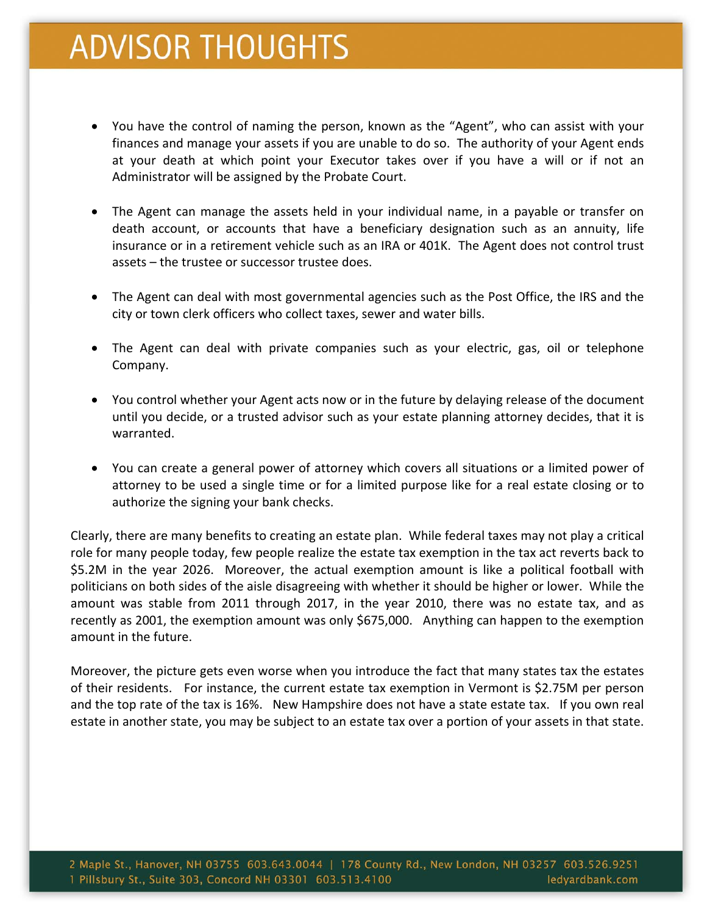- You have the control of naming the person, known as the “Agent”, who can assist with your finances and manage your assets if you are unable to do so. The authority of your Agent ends at your death at which point your Executor takes over if you have a will or if not an Administrator will be assigned by the Probate Court.

- The Agent can manage the assets held in your individual name, in a payable or transfer on death account, or accounts that have a beneficiary designation such as an annuity, life insurance or in a retirement vehicle such as an IRA or 401K. The Agent does not control trust assets – the trustee or successor trustee does.

- The Agent can deal with most governmental agencies such as the Post Office, the IRS and the city or town clerk officers who collect taxes, sewer and water bills.

- The Agent can deal with private companies such as your electric, gas, oil or telephone Company.

- You control whether your Agent acts now or in the future by delaying release of the document until you decide, or a trusted advisor such as your estate planning attorney decides, that it is warranted.

- You can create a general power of attorney which covers all situations or a limited power of attorney to be used a single time or for a limited purpose like for a real estate closing or to authorize the signing your bank checks.

Clearly, there are many benefits to creating an estate plan. While federal taxes may not play a critical role for many people today, few people realize the estate tax exemption in the tax act reverts back to $5.2M in the year 2026. Moreover, the actual exemption amount is like a political football with politicians on both sides of the aisle disagreeing with whether it should be higher or lower. While the amount was stable from 2011 through 2017, in the year 2010, there was no estate tax, and as recently as 2001, the exemption amount was only $675,000. Anything can happen to the exemption amount in the future.

Moreover, the picture gets even worse when you introduce the fact that many states tax the estates of their residents. For instance, the current estate tax exemption in Vermont is $2.75M per person and the top rate of the tax is 16%. New Hampshire does not have a state estate tax. If you own real estate in another state, you may be subject to an estate tax over a portion of your assets in that state.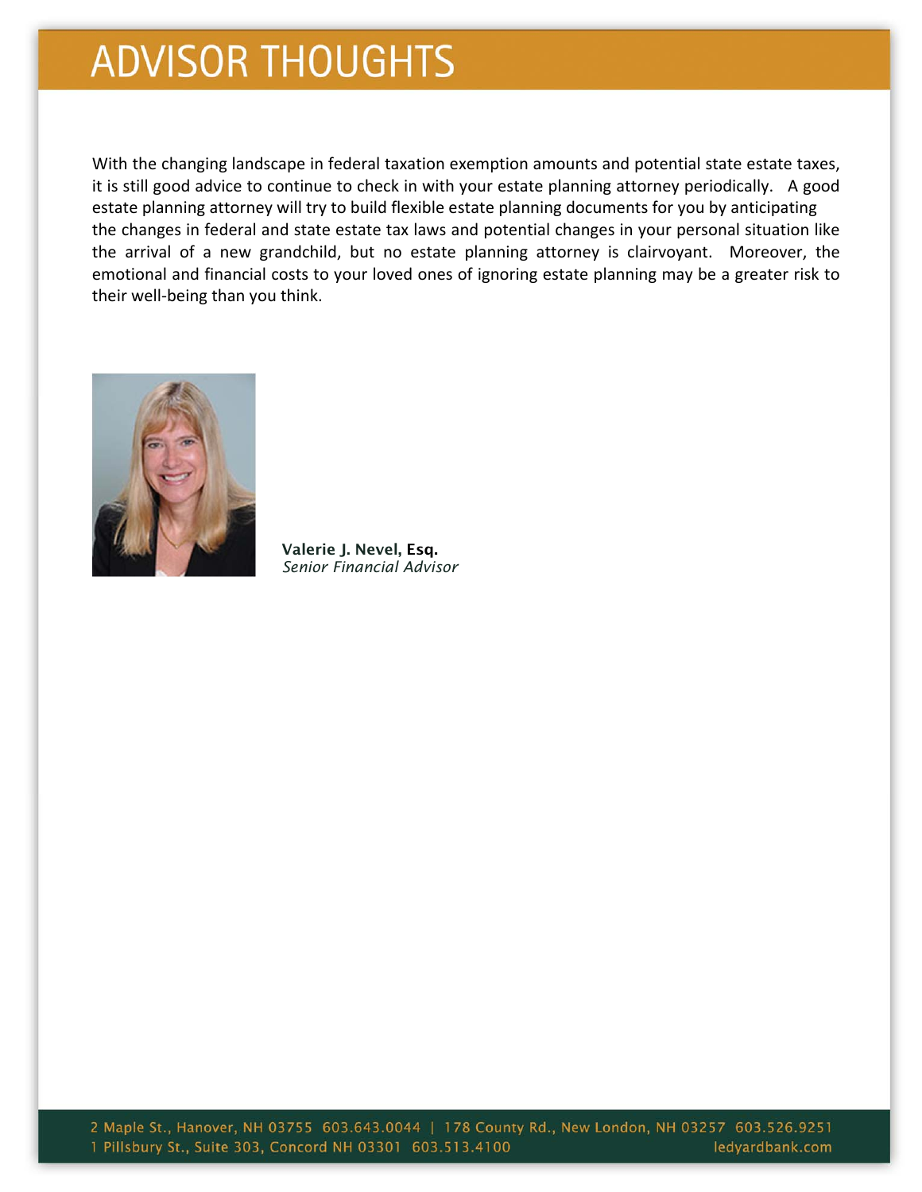# ADVISOR THOUGHTS

With the changing landscape in federal taxation exemption amounts and potential state estate taxes, it is still good advice to continue to check in with your estate planning attorney periodically. A good estate planning attorney will try to build flexible estate planning documents for you by anticipating the changes in federal and state estate tax laws and potential changes in your personal situation like the arrival of a new grandchild, but no estate planning attorney is clairvoyant. Moreover, the emotional and financial costs to your loved ones of ignoring estate planning may be a greater risk to their well-being than you think.

**Valerie J. Nevel, Esq.**
*Senior Financial Advisor*

2 Maple St., Hanover, NH 03755 603.643.0044 | 178 County Rd., New London, NH 03257 603.526.9251
1 Pillsbury St., Suite 303, Concord NH 03301 603.513.4100 ledyardbank.com